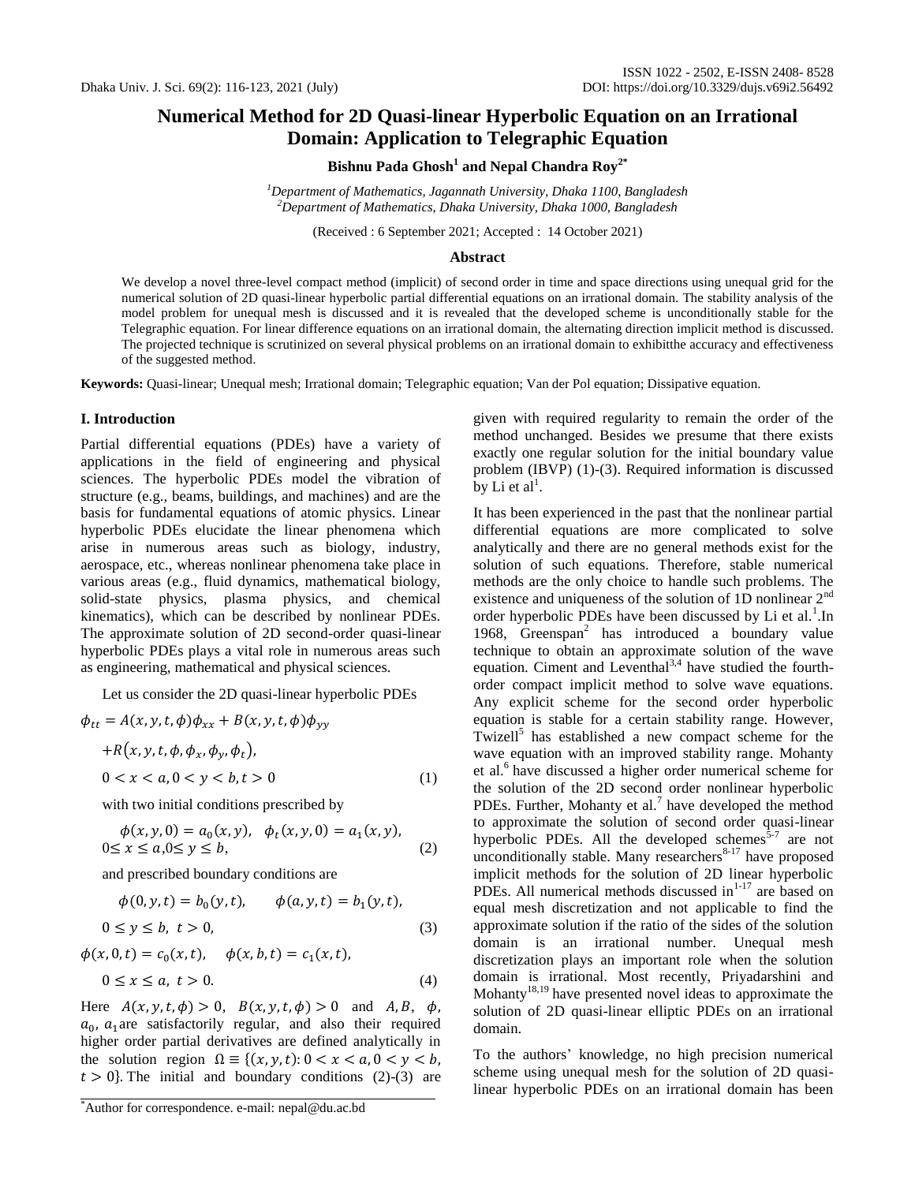# Numerical Method for 2D Quasi-linear Hyperbolic Equation on an Irrational Domain: Application to Telegraphic Equation

**Bishnu Pada Ghosh[1] and Nepal Chandra Roy[2*]**

[1]*Department of Mathematics, Jagannath University, Dhaka 1100, Bangladesh*
[2]*Department of Mathematics, Dhaka University, Dhaka 1000, Bangladesh*

(Received : 6 September 2021; Accepted : 14 October 2021)

## Abstract

We develop a novel three-level compact method (implicit) of second order in time and space directions using unequal grid for the numerical solution of 2D quasi-linear hyperbolic partial differential equations on an irrational domain. The stability analysis of the model problem for unequal mesh is discussed and it is revealed that the developed scheme is unconditionally stable for the Telegraphic equation. For linear difference equations on an irrational domain, the alternating direction implicit method is discussed. The projected technique is scrutinized on several physical problems on an irrational domain to exhibitthe accuracy and effectiveness of the suggested method.

**Keywords:** Quasi-linear; Unequal mesh; Irrational domain; Telegraphic equation; Van der Pol equation; Dissipative equation.

## I. Introduction

Partial differential equations (PDEs) have a variety of applications in the field of engineering and physical sciences. The hyperbolic PDEs model the vibration of structure (e.g., beams, buildings, and machines) and are the basis for fundamental equations of atomic physics. Linear hyperbolic PDEs elucidate the linear phenomena which arise in numerous areas such as biology, industry, aerospace, etc., whereas nonlinear phenomena take place in various areas (e.g., fluid dynamics, mathematical biology, solid-state physics, plasma physics, and chemical kinematics), which can be described by nonlinear PDEs. The approximate solution of 2D second-order quasi-linear hyperbolic PDEs plays a vital role in numerous areas such as engineering, mathematical and physical sciences.

Let us consider the 2D quasi-linear hyperbolic PDEs

$$\phi_{tt} = A(x,y,t,\phi)\phi_{xx} + B(x,y,t,\phi)\phi_{yy} + R(x,y,t,\phi,\phi_x,\phi_y,\phi_t),$$
$$0 < x < a, 0 < y < b, t > 0 \quad (1)$$

with two initial conditions prescribed by

$$\phi(x,y,0) = a_0(x,y), \quad \phi_t(x,y,0) = a_1(x,y),$$
$$0 \le x \le a, 0 \le y \le b, \quad (2)$$

and prescribed boundary conditions are

$$\phi(0,y,t) = b_0(y,t), \qquad \phi(a,y,t) = b_1(y,t),$$
$$0 \le y \le b, \ t > 0, \quad (3)$$

$$\phi(x,0,t) = c_0(x,t), \quad \phi(x,b,t) = c_1(x,t),$$
$$0 \le x \le a, \ t > 0. \quad (4)$$

Here $A(x,y,t,\phi) > 0$, $B(x,y,t,\phi) > 0$ and $A, B$, $\phi$, $a_0$, $a_1$ are satisfactorily regular, and also their required higher order partial derivatives are defined analytically in the solution region $\Omega \equiv \{(x,y,t): 0 < x < a, 0 < y < b, t > 0\}$. The initial and boundary conditions (2)-(3) are given with required regularity to remain the order of the method unchanged. Besides we presume that there exists exactly one regular solution for the initial boundary value problem (IBVP) (1)-(3). Required information is discussed by Li et al[1].

It has been experienced in the past that the nonlinear partial differential equations are more complicated to solve analytically and there are no general methods exist for the solution of such equations. Therefore, stable numerical methods are the only choice to handle such problems. The existence and uniqueness of the solution of 1D nonlinear 2nd order hyperbolic PDEs have been discussed by Li et al.[1].In 1968, Greenspan[2] has introduced a boundary value technique to obtain an approximate solution of the wave equation. Ciment and Leventhal[3,4] have studied the fourth-order compact implicit method to solve wave equations. Any explicit scheme for the second order hyperbolic equation is stable for a certain stability range. However, Twizell[5] has established a new compact scheme for the wave equation with an improved stability range. Mohanty et al.[6] have discussed a higher order numerical scheme for the solution of the 2D second order nonlinear hyperbolic PDEs. Further, Mohanty et al.[7] have developed the method to approximate the solution of second order quasi-linear hyperbolic PDEs. All the developed schemes[5-7] are not unconditionally stable. Many researchers[8-17] have proposed implicit methods for the solution of 2D linear hyperbolic PDEs. All numerical methods discussed in[1-17] are based on equal mesh discretization and not applicable to find the approximate solution if the ratio of the sides of the solution domain is an irrational number. Unequal mesh discretization plays an important role when the solution domain is irrational. Most recently, Priyadarshini and Mohanty[18,19] have presented novel ideas to approximate the solution of 2D quasi-linear elliptic PDEs on an irrational domain.

To the authors' knowledge, no high precision numerical scheme using unequal mesh for the solution of 2D quasi-linear hyperbolic PDEs on an irrational domain has been

*Author for correspondence. e-mail: nepal@du.ac.bd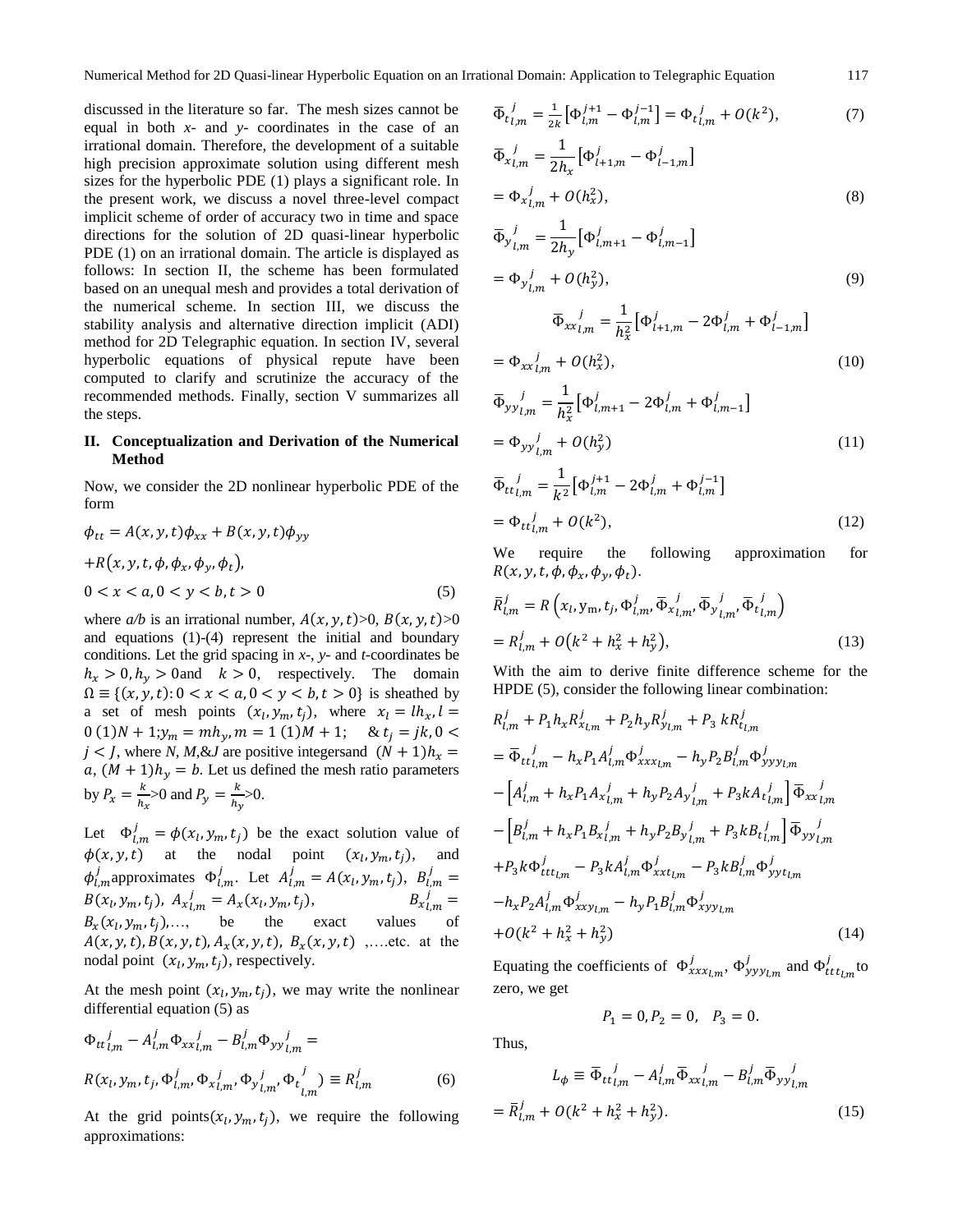discussed in the literature so far. The mesh sizes cannot be equal in both *x*- and *y*- coordinates in the case of an irrational domain. Therefore, the development of a suitable high precision approximate solution using different mesh sizes for the hyperbolic PDE (1) plays a significant role. In the present work, we discuss a novel three-level compact implicit scheme of order of accuracy two in time and space directions for the solution of 2D quasi-linear hyperbolic PDE (1) on an irrational domain. The article is displayed as follows: In section II, the scheme has been formulated based on an unequal mesh and provides a total derivation of the numerical scheme. In section III, we discuss the stability analysis and alternative direction implicit (ADI) method for 2D Telegraphic equation. In section IV, several hyperbolic equations of physical repute have been computed to clarify and scrutinize the accuracy of the recommended methods. Finally, section V summarizes all the steps.

## II. Conceptualization and Derivation of the Numerical Method

Now, we consider the 2D nonlinear hyperbolic PDE of the form

$$\phi_{tt} = A(x,y,t)\phi_{xx} + B(x,y,t)\phi_{yy}$$
$$+R(x,y,t,\phi,\phi_x,\phi_y,\phi_t),$$
$$0 < x < a, 0 < y < b, t > 0 \tag{5}$$

where *a/b* is an irrational number, $A(x,y,t)>0$, $B(x,y,t)>0$ and equations (1)-(4) represent the initial and boundary conditions. Let the grid spacing in *x*-, *y*- and *t*-coordinates be $h_x > 0, h_y > 0$ and $k > 0$, respectively. The domain $\Omega \equiv \{(x,y,t): 0 < x < a, 0 < y < b, t > 0\}$ is sheathed by a set of mesh points $(x_l, y_m, t_j)$, where $x_l = lh_x, l = 0(1)N+1$; $y_m = mh_y, m = 1(1)M+1$; & $t_j = jk, 0 < j < J$, where *N*, *M*,&*J* are positive integersand $(N+1)h_x = a$, $(M+1)h_y = b$. Let us defined the mesh ratio parameters by $P_x = \frac{k}{h_x}>0$ and $P_y = \frac{k}{h_y}>0$.

Let $\Phi_{l,m}^j = \phi(x_l, y_m, t_j)$ be the exact solution value of $\phi(x,y,t)$ at the nodal point $(x_l, y_m, t_j)$, and $\phi_{l,m}^j$approximates $\Phi_{l,m}^j$. Let $A_{l,m}^j = A(x_l, y_m, t_j)$, $B_{l,m}^j = B(x_l, y_m, t_j)$, ${A_x}_{l,m}^j = A_x(x_l, y_m, t_j)$, ${B_x}_{l,m}^j = B_x(x_l, y_m, t_j)$,…, be the exact values of $A(x,y,t), B(x,y,t), A_x(x,y,t), B_x(x,y,t)$ ,….etc. at the nodal point $(x_l, y_m, t_j)$, respectively.

At the mesh point $(x_l, y_m, t_j)$, we may write the nonlinear differential equation (5) as

$$\Phi_{tt}{}_{l,m}^j - A_{l,m}^j \Phi_{xx}{}_{l,m}^j - B_{l,m}^j \Phi_{yy}{}_{l,m}^j =$$
$$R(x_l, y_m, t_j, \Phi_{l,m}^j, \Phi_{x}{}_{l,m}^j, \Phi_{y}{}_{l,m}^j, \Phi_{t}{}_{l,m}^j) \equiv R_{l,m}^j \tag{6}$$

At the grid points$(x_l, y_m, t_j)$, we require the following approximations:

$$\bar{\Phi}_{t}{}_{l,m}^j = \frac{1}{2k}\left[\Phi_{l,m}^{j+1} - \Phi_{l,m}^{j-1}\right] = \Phi_{t}{}_{l,m}^j + O(k^2), \tag{7}$$

$$\bar{\Phi}_{x}{}_{l,m}^j = \frac{1}{2h_x}\left[\Phi_{l+1,m}^j - \Phi_{l-1,m}^j\right]$$
$$= \Phi_{x}{}_{l,m}^j + O(h_x^2), \tag{8}$$

$$\bar{\Phi}_{y}{}_{l,m}^j = \frac{1}{2h_y}\left[\Phi_{l,m+1}^j - \Phi_{l,m-1}^j\right]$$
$$= \Phi_{y}{}_{l,m}^j + O(h_y^2), \tag{9}$$

$$\bar{\Phi}_{xx}{}_{l,m}^j = \frac{1}{h_x^2}\left[\Phi_{l+1,m}^j - 2\Phi_{l,m}^j + \Phi_{l-1,m}^j\right]$$
$$= \Phi_{xx}{}_{l,m}^j + O(h_x^2), \tag{10}$$

$$\bar{\Phi}_{yy}{}_{l,m}^j = \frac{1}{h_x^2}\left[\Phi_{l,m+1}^j - 2\Phi_{l,m}^j + \Phi_{l,m-1}^j\right]$$
$$= \Phi_{yy}{}_{l,m}^j + O(h_y^2) \tag{11}$$

$$\bar{\Phi}_{tt}{}_{l,m}^j = \frac{1}{k^2}\left[\Phi_{l,m}^{j+1} - 2\Phi_{l,m}^j + \Phi_{l,m}^{j-1}\right]$$
$$= \Phi_{tt}{}_{l,m}^j + O(k^2), \tag{12}$$

We require the following approximation for $R(x,y,t,\phi,\phi_x,\phi_y,\phi_t)$.

$$\bar{R}_{l,m}^j = R\left(x_l, y_m, t_j, \Phi_{l,m}^j, \bar{\Phi}_{x}{}_{l,m}^j, \bar{\Phi}_{y}{}_{l,m}^j, \bar{\Phi}_{t}{}_{l,m}^j\right)$$
$$= R_{l,m}^j + O\left(k^2 + h_x^2 + h_y^2\right), \tag{13}$$

With the aim to derive finite difference scheme for the HPDE (5), consider the following linear combination:

$$R_{l,m}^j + P_1 h_x R_{x_{l,m}}^j + P_2 h_y R_{y_{l,m}}^j + P_3\, k R_{t_{l,m}}^j$$
$$= \bar{\Phi}_{tt}{}_{l,m}^j - h_x P_1 A_{l,m}^j \Phi_{xxx}{}_{l,m}^j - h_y P_2 B_{l,m}^j \Phi_{yyy}{}_{l,m}^j$$
$$-\left[A_{l,m}^j + h_x P_1 A_{x}{}_{l,m}^j + h_y P_2 A_{y}{}_{l,m}^j + P_3 k A_{t}{}_{l,m}^j\right]\bar{\Phi}_{xx}{}_{l,m}^j$$
$$-\left[B_{l,m}^j + h_x P_1 B_{x}{}_{l,m}^j + h_y P_2 B_{y}{}_{l,m}^j + P_3 k B_{t}{}_{l,m}^j\right]\bar{\Phi}_{yy}{}_{l,m}^j$$
$$+P_3 k \Phi_{ttt}{}_{l,m}^j - P_3 k A_{l,m}^j \Phi_{xxt}{}_{l,m}^j - P_3 k B_{l,m}^j \Phi_{yyt}{}_{l,m}^j$$
$$-h_x P_2 A_{l,m}^j \Phi_{xxy}{}_{l,m}^j - h_y P_1 B_{l,m}^j \Phi_{xyy}{}_{l,m}^j$$
$$+O(k^2 + h_x^2 + h_y^2) \tag{14}$$

Equating the coefficients of $\Phi_{xxx}{}_{l,m}^j$, $\Phi_{yyy}{}_{l,m}^j$ and $\Phi_{ttt}{}_{l,m}^j$to zero, we get

$$P_1 = 0, P_2 = 0, \quad P_3 = 0.$$

Thus,

$$L_\phi \equiv \bar{\Phi}_{tt}{}_{l,m}^j - A_{l,m}^j \bar{\Phi}_{xx}{}_{l,m}^j - B_{l,m}^j \bar{\Phi}_{yy}{}_{l,m}^j$$
$$= \bar{R}_{l,m}^j + O(k^2 + h_x^2 + h_y^2). \tag{15}$$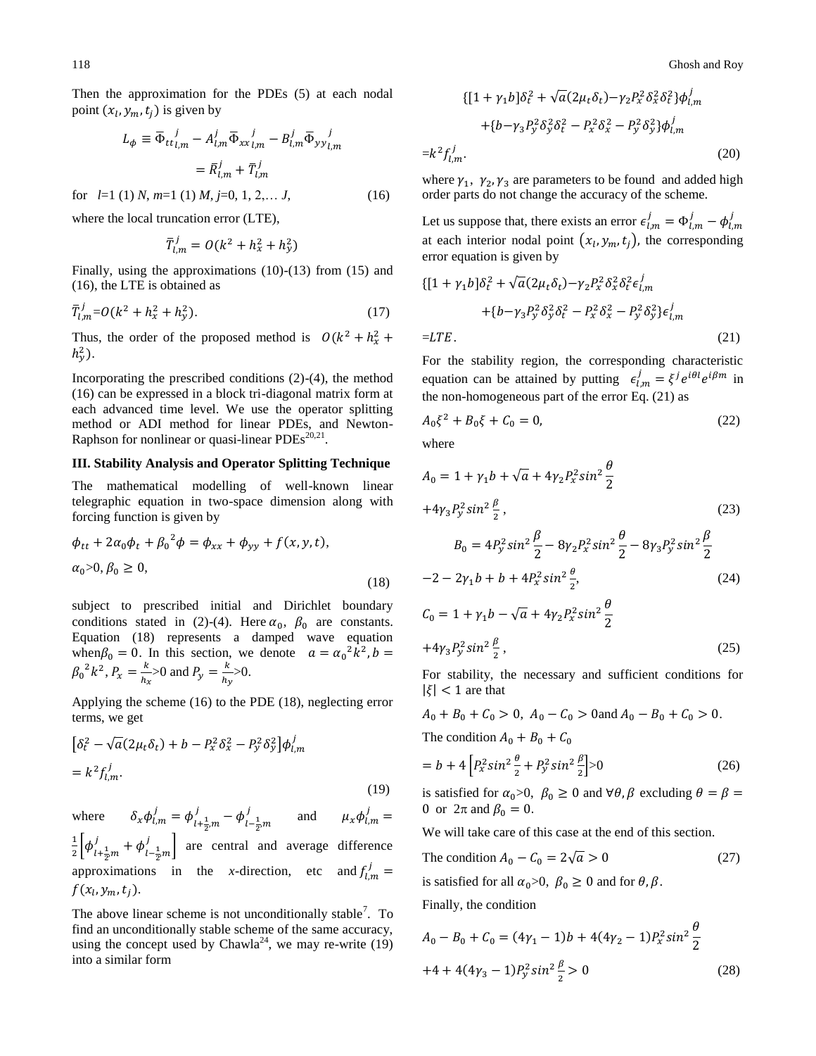Then the approximation for the PDEs (5) at each nodal point $(x_l, y_m, t_j)$ is given by

$$L_\phi \equiv \overline{\Phi}_{tt}{}_{l,m}^{j} - A_{l,m}^{j}\overline{\Phi}_{xx}{}_{l,m}^{j} - B_{l,m}^{j}\overline{\Phi}_{yy}{}_{l,m}^{j}$$

$$= \bar{R}_{l,m}^{j} + \bar{T}_{l,m}^{j}$$

for $l$=1 (1) $N$, $m$=1 (1) $M$, $j$=0, 1, 2,… $J$, (16)

where the local truncation error (LTE),

$$\bar{T}_{l,m}^{j} = O(k^2 + h_x^2 + h_y^2)$$

Finally, using the approximations (10)-(13) from (15) and (16), the LTE is obtained as

$$\bar{T}_{l,m}^{j} = O(k^2 + h_x^2 + h_y^2). \tag{17}$$

Thus, the order of the proposed method is $O(k^2 + h_x^2 + h_y^2)$.

Incorporating the prescribed conditions (2)-(4), the method (16) can be expressed in a block tri-diagonal matrix form at each advanced time level. We use the operator splitting method or ADI method for linear PDEs, and Newton-Raphson for nonlinear or quasi-linear PDEs[20,21].

### III. Stability Analysis and Operator Splitting Technique

The mathematical modelling of well-known linear telegraphic equation in two-space dimension along with forcing function is given by

$$\phi_{tt} + 2\alpha_0\phi_t + {\beta_0}^2\phi = \phi_{xx} + \phi_{yy} + f(x, y, t),$$

$$\alpha_0 > 0, \beta_0 \geq 0, \tag{18}$$

subject to prescribed initial and Dirichlet boundary conditions stated in (2)-(4). Here $\alpha_0$, $\beta_0$ are constants. Equation (18) represents a damped wave equation when $\beta_0 = 0$. In this section, we denote $a = {\alpha_0}^2 k^2, b = {\beta_0}^2 k^2, P_x = \frac{k}{h_x} > 0$ and $P_y = \frac{k}{h_y} > 0$.

Applying the scheme (16) to the PDE (18), neglecting error terms, we get

$$\left[\delta_t^2 - \sqrt{a}(2\mu_t\delta_t) + b - P_x^2\delta_x^2 - P_y^2\delta_y^2\right]\phi_{l,m}^{j}$$

$$= k^2 f_{l,m}^{j}. \tag{19}$$

where $\delta_x\phi_{l,m}^{j} = \phi_{l+\frac{1}{2},m}^{j} - \phi_{l-\frac{1}{2},m}^{j}$ and $\mu_x\phi_{l,m}^{j} = \frac{1}{2}\left[\phi_{l+\frac{1}{2}m}^{j} + \phi_{l-\frac{1}{2}m}^{j}\right]$ are central and average difference approximations in the $x$-direction, etc and $f_{l,m}^{j} = f(x_l, y_m, t_j)$.

The above linear scheme is not unconditionally stable[7]. To find an unconditionally stable scheme of the same accuracy, using the concept used by Chawla[24], we may re-write (19) into a similar form

$$\{[1 + \gamma_1 b]\delta_t^2 + \sqrt{a}(2\mu_t\delta_t) - \gamma_2 P_x^2\delta_x^2\delta_t^2\}\phi_{l,m}^{j}$$

$$+\{b - \gamma_3 P_y^2\delta_y^2\delta_t^2 - P_x^2\delta_x^2 - P_y^2\delta_y^2\}\phi_{l,m}^{j}$$

$$= k^2 f_{l,m}^{j}. \tag{20}$$

where $\gamma_1$, $\gamma_2, \gamma_3$ are parameters to be found and added high order parts do not change the accuracy of the scheme.

Let us suppose that, there exists an error $\epsilon_{l,m}^{j} = \Phi_{l,m}^{j} - \phi_{l,m}^{j}$ at each interior nodal point $(x_l, y_m, t_j)$, the corresponding error equation is given by

$$\{[1 + \gamma_1 b]\delta_t^2 + \sqrt{a}(2\mu_t\delta_t) - \gamma_2 P_x^2\delta_x^2\delta_t^2\epsilon_{l,m}^{j}$$

$$+\{b - \gamma_3 P_y^2\delta_y^2\delta_t^2 - P_x^2\delta_x^2 - P_y^2\delta_y^2\}\epsilon_{l,m}^{j}$$

$$= LTE. \tag{21}$$

For the stability region, the corresponding characteristic equation can be attained by putting $\epsilon_{l,m}^{j} = \xi^j e^{i\theta l}e^{i\beta m}$ in the non-homogeneous part of the error Eq. (21) as

$$A_0\xi^2 + B_0\xi + C_0 = 0, \tag{22}$$

where

$$A_0 = 1 + \gamma_1 b + \sqrt{a} + 4\gamma_2 P_x^2 \sin^2\frac{\theta}{2}$$

$$+4\gamma_3 P_y^2 \sin^2\frac{\beta}{2}, \tag{23}$$

$$B_0 = 4P_y^2 \sin^2\frac{\beta}{2} - 8\gamma_2 P_x^2 \sin^2\frac{\theta}{2} - 8\gamma_3 P_y^2 \sin^2\frac{\beta}{2}$$

$$-2 - 2\gamma_1 b + b + 4P_x^2 \sin^2\frac{\theta}{2}, \tag{24}$$

$$C_0 = 1 + \gamma_1 b - \sqrt{a} + 4\gamma_2 P_x^2 \sin^2\frac{\theta}{2}$$

$$+4\gamma_3 P_y^2 \sin^2\frac{\beta}{2}, \tag{25}$$

For stability, the necessary and sufficient conditions for $|\xi| < 1$ are that

$A_0 + B_0 + C_0 > 0,\ A_0 - C_0 > 0$ and $A_0 - B_0 + C_0 > 0$.

The condition $A_0 + B_0 + C_0$

$$= b + 4\left[P_x^2 \sin^2\frac{\theta}{2} + P_y^2 \sin^2\frac{\beta}{2}\right] > 0 \tag{26}$$

is satisfied for $\alpha_0 > 0$, $\beta_0 \geq 0$ and $\forall\theta, \beta$ excluding $\theta = \beta = 0$ or $2\pi$ and $\beta_0 = 0$.

We will take care of this case at the end of this section.

The condition $A_0 - C_0 = 2\sqrt{a} > 0$ (27)

is satisfied for all $\alpha_0 > 0$, $\beta_0 \geq 0$ and for $\theta, \beta$.

Finally, the condition

$$A_0 - B_0 + C_0 = (4\gamma_1 - 1)b + 4(4\gamma_2 - 1)P_x^2 \sin^2\frac{\theta}{2}$$

$$+4 + 4(4\gamma_3 - 1)P_y^2 \sin^2\frac{\beta}{2} > 0 \tag{28}$$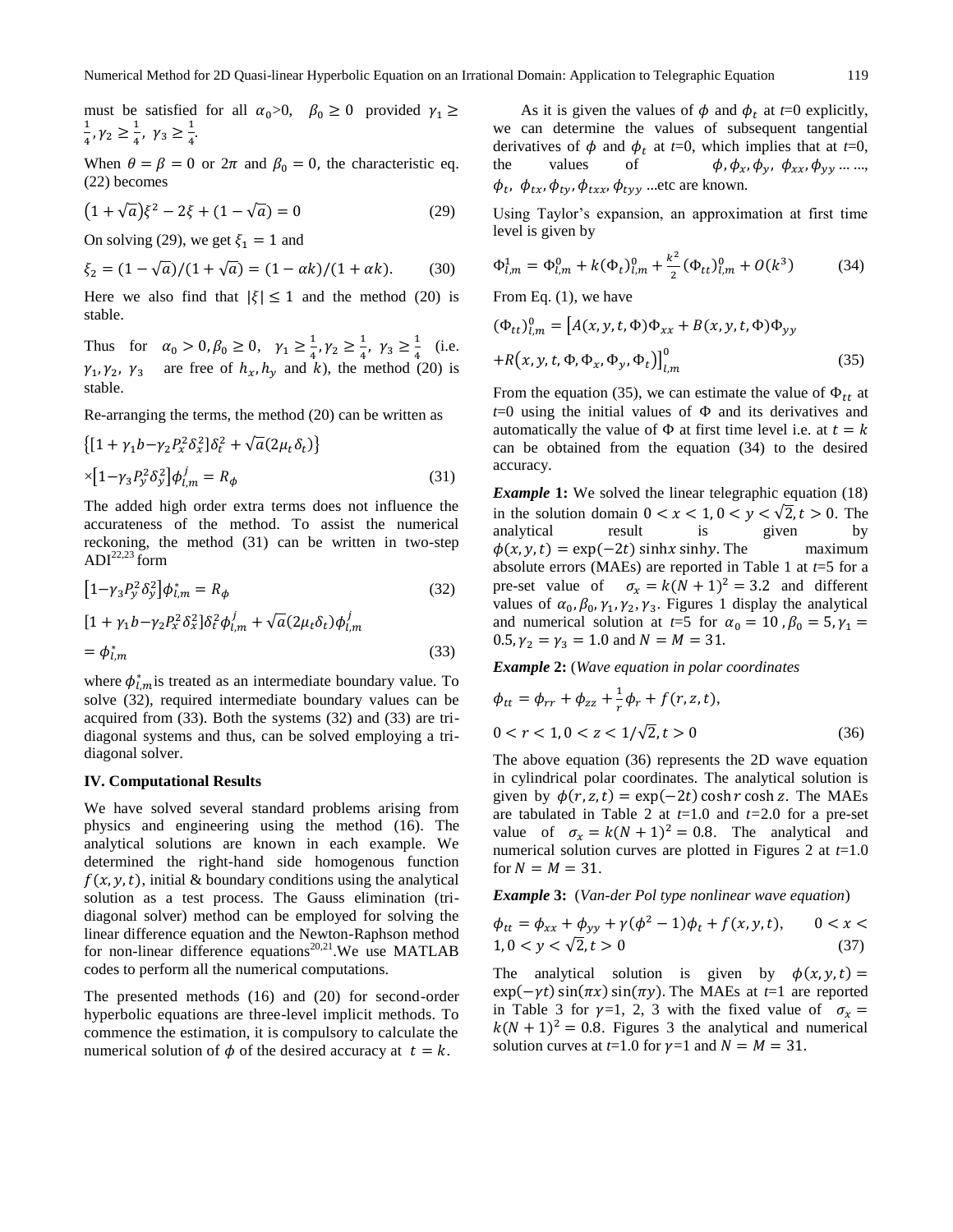must be satisfied for all $\alpha_0 > 0$, $\beta_0 \geq 0$ provided $\gamma_1 \geq \frac{1}{4}, \gamma_2 \geq \frac{1}{4}, \gamma_3 \geq \frac{1}{4}$.

When $\theta = \beta = 0$ or $2\pi$ and $\beta_0 = 0$, the characteristic eq. (22) becomes

$$\left(1+\sqrt{a}\right)\xi^2 - 2\xi + (1-\sqrt{a}) = 0 \tag{29}$$

On solving (29), we get $\xi_1 = 1$ and

$$\xi_2 = (1-\sqrt{a})/(1+\sqrt{a}) = (1-\alpha k)/(1+\alpha k). \tag{30}$$

Here we also find that $|\xi| \leq 1$ and the method (20) is stable.

Thus for $\alpha_0 > 0, \beta_0 \geq 0$, $\gamma_1 \geq \frac{1}{4}, \gamma_2 \geq \frac{1}{4}$, $\gamma_3 \geq \frac{1}{4}$ (i.e. $\gamma_1, \gamma_2$, $\gamma_3$ are free of $h_x, h_y$ and $k$), the method (20) is stable.

Re-arranging the terms, the method (20) can be written as

$$\left\{\left[1+\gamma_1 b - \gamma_2 P_x^2 \delta_x^2\right]\delta_t^2 + \sqrt{a}(2\mu_t \delta_t)\right\}$$
$$\times\left[1-\gamma_3 P_y^2 \delta_y^2\right]\phi_{l,m}^j = R_\phi \tag{31}$$

The added high order extra terms does not influence the accurateness of the method. To assist the numerical reckoning, the method (31) can be written in two-step ADI[22,23] form

$$\left[1-\gamma_3 P_y^2 \delta_y^2\right]\phi_{l,m}^* = R_\phi \tag{32}$$

$$\left[1+\gamma_1 b - \gamma_2 P_x^2 \delta_x^2\right]\delta_t^2 \phi_{l,m}^j + \sqrt{a}(2\mu_t \delta_t)\phi_{l,m}^j$$
$$= \phi_{l,m}^* \tag{33}$$

where $\phi_{l,m}^*$ is treated as an intermediate boundary value. To solve (32), required intermediate boundary values can be acquired from (33). Both the systems (32) and (33) are tri-diagonal systems and thus, can be solved employing a tri-diagonal solver.

## IV. Computational Results

We have solved several standard problems arising from physics and engineering using the method (16). The analytical solutions are known in each example. We determined the right-hand side homogenous function $f(x, y, t)$, initial & boundary conditions using the analytical solution as a test process. The Gauss elimination (tri-diagonal solver) method can be employed for solving the linear difference equation and the Newton-Raphson method for non-linear difference equations[20,21]. We use MATLAB codes to perform all the numerical computations.

The presented methods (16) and (20) for second-order hyperbolic equations are three-level implicit methods. To commence the estimation, it is compulsory to calculate the numerical solution of $\phi$ of the desired accuracy at $t = k$.

As it is given the values of $\phi$ and $\phi_t$ at $t$=0 explicitly, we can determine the values of subsequent tangential derivatives of $\phi$ and $\phi_t$ at $t$=0, which implies that at $t$=0, the values of $\phi, \phi_x, \phi_y, \phi_{xx}, \phi_{yy}$ ... ..., $\phi_t$, $\phi_{tx}, \phi_{ty}, \phi_{txx}, \phi_{tyy}$ ...etc are known.

Using Taylor's expansion, an approximation at first time level is given by

$$\Phi_{l,m}^1 = \Phi_{l,m}^0 + k(\Phi_t)_{l,m}^0 + \frac{k^2}{2}(\Phi_{tt})_{l,m}^0 + O(k^3) \tag{34}$$

From Eq. (1), we have

$$(\Phi_{tt})_{l,m}^0 = \left[A(x,y,t,\Phi)\Phi_{xx} + B(x,y,t,\Phi)\Phi_{yy}\right.$$
$$\left.+R\left(x,y,t,\Phi,\Phi_x,\Phi_y,\Phi_t\right)\right]_{l,m}^0 \tag{35}$$

From the equation (35), we can estimate the value of $\Phi_{tt}$ at $t$=0 using the initial values of $\Phi$ and its derivatives and automatically the value of $\Phi$ at first time level i.e. at $t = k$ can be obtained from the equation (34) to the desired accuracy.

***Example* 1:** We solved the linear telegraphic equation (18) in the solution domain $0 < x < 1, 0 < y < \sqrt{2}, t > 0$. The analytical result is given by $\phi(x,y,t) = \exp(-2t)\sinh x \sinh y$. The maximum absolute errors (MAEs) are reported in Table 1 at $t$=5 for a pre-set value of $\sigma_x = k(N+1)^2 = 3.2$ and different values of $\alpha_0, \beta_0, \gamma_1, \gamma_2, \gamma_3$. Figures 1 display the analytical and numerical solution at $t$=5 for $\alpha_0 = 10$, $\beta_0 = 5, \gamma_1 = 0.5, \gamma_2 = \gamma_3 = 1.0$ and $N = M = 31$.

***Example* 2:** (*Wave equation in polar coordinates*

$$\phi_{tt} = \phi_{rr} + \phi_{zz} + \frac{1}{r}\phi_r + f(r,z,t),$$
$$0 < r < 1, 0 < z < 1/\sqrt{2}, t > 0 \tag{36}$$

The above equation (36) represents the 2D wave equation in cylindrical polar coordinates. The analytical solution is given by $\phi(r,z,t) = \exp(-2t)\cosh r \cosh z$. The MAEs are tabulated in Table 2 at $t$=1.0 and $t$=2.0 for a pre-set value of $\sigma_x = k(N+1)^2 = 0.8$. The analytical and numerical solution curves are plotted in Figures 2 at $t$=1.0 for $N = M = 31$.

***Example* 3:** (*Van-der Pol type nonlinear wave equation*)

$$\phi_{tt} = \phi_{xx} + \phi_{yy} + \gamma(\phi^2 - 1)\phi_t + f(x,y,t), \qquad 0 < x < 1, 0 < y < \sqrt{2}, t > 0 \tag{37}$$

The analytical solution is given by $\phi(x,y,t) = \exp(-\gamma t)\sin(\pi x)\sin(\pi y)$. The MAEs at $t$=1 are reported in Table 3 for $\gamma$=1, 2, 3 with the fixed value of $\sigma_x = k(N+1)^2 = 0.8$. Figures 3 the analytical and numerical solution curves at $t$=1.0 for $\gamma$=1 and $N = M = 31$.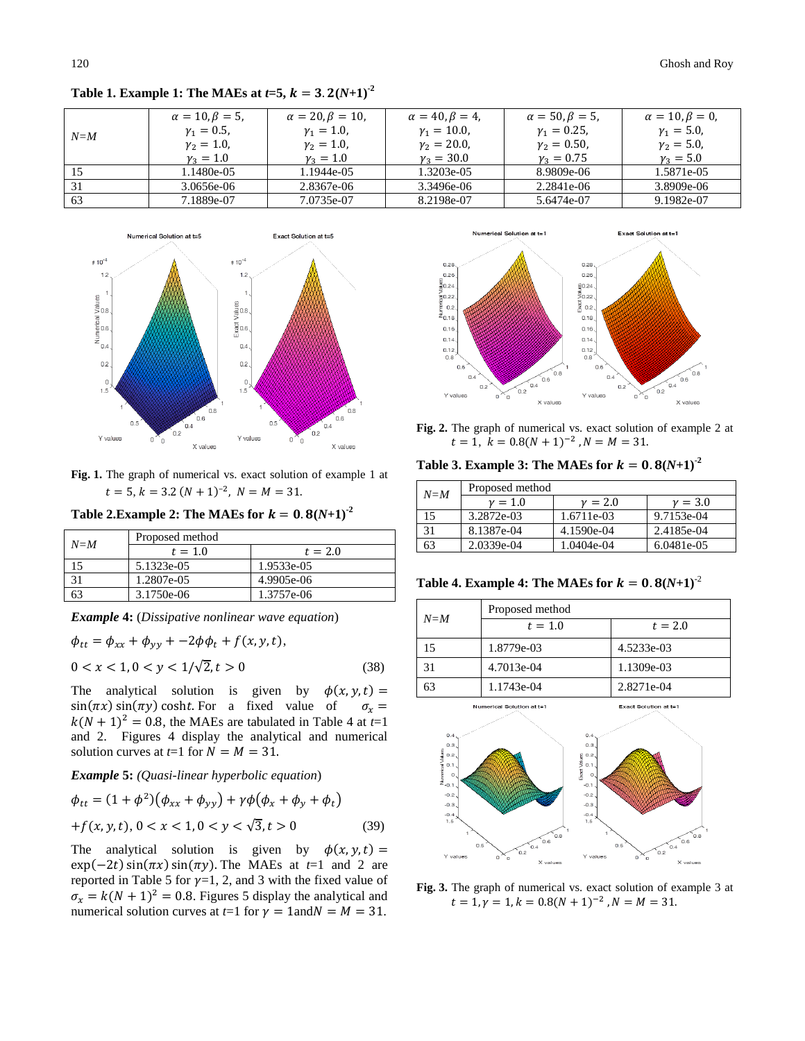**Table 1. Example 1: The MAEs at $t$=5, $k = 3.2(N+1)^{-2}$**

| $N$=$M$ | $\alpha = 10, \beta = 5,$ $\gamma_1 = 0.5,$ $\gamma_2 = 1.0,$ $\gamma_3 = 1.0$ | $\alpha = 20, \beta = 10,$ $\gamma_1 = 1.0,$ $\gamma_2 = 1.0,$ $\gamma_3 = 1.0$ | $\alpha = 40, \beta = 4,$ $\gamma_1 = 10.0,$ $\gamma_2 = 20.0,$ $\gamma_3 = 30.0$ | $\alpha = 50, \beta = 5,$ $\gamma_1 = 0.25,$ $\gamma_2 = 0.50,$ $\gamma_3 = 0.75$ | $\alpha = 10, \beta = 0,$ $\gamma_1 = 5.0,$ $\gamma_2 = 5.0,$ $\gamma_3 = 5.0$ |
|---|---|---|---|---|---|
| 15 | 1.1480e-05 | 1.1944e-05 | 1.3203e-05 | 8.9809e-06 | 1.5871e-05 |
| 31 | 3.0656e-06 | 2.8367e-06 | 3.3496e-06 | 2.2841e-06 | 3.8909e-06 |
| 63 | 7.1889e-07 | 7.0735e-07 | 8.2198e-07 | 5.6474e-07 | 9.1982e-07 |

**Fig. 1.** The graph of numerical vs. exact solution of example 1 at $t = 5, k = 3.2\,(N+1)^{-2},\ N = M = 31.$

**Table 2. Example 2: The MAEs for $k = 0.8(N+1)^{-2}$**

| $N$=$M$ | Proposed method | |
|---|---|---|
| | $t = 1.0$ | $t = 2.0$ |
| 15 | 5.1323e-05 | 1.9533e-05 |
| 31 | 1.2807e-05 | 4.9905e-06 |
| 63 | 3.1750e-06 | 1.3757e-06 |

***Example* 4:** (*Dissipative nonlinear wave equation*)

$$\phi_{tt} = \phi_{xx} + \phi_{yy} + -2\phi\phi_t + f(x,y,t),$$

$$0 < x < 1, 0 < y < 1/\sqrt{2}, t > 0 \tag{38}$$

The analytical solution is given by $\phi(x,y,t) = \sin(\pi x)\sin(\pi y)\cosh t$. For a fixed value of $\sigma_x = k(N+1)^2 = 0.8$, the MAEs are tabulated in Table 4 at $t$=1 and 2. Figures 4 display the analytical and numerical solution curves at $t$=1 for $N = M = 31$.

***Example* 5:** (*Quasi-linear hyperbolic equation*)

$$\phi_{tt} = (1+\phi^2)(\phi_{xx} + \phi_{yy}) + \gamma\phi(\phi_x + \phi_y + \phi_t)$$

$$+f(x,y,t), 0 < x < 1, 0 < y < \sqrt{3}, t > 0 \tag{39}$$

The analytical solution is given by $\phi(x,y,t) = \exp(-2t)\sin(\pi x)\sin(\pi y)$. The MAEs at $t$=1 and 2 are reported in Table 5 for $\gamma$=1, 2, and 3 with the fixed value of $\sigma_x = k(N+1)^2 = 0.8$. Figures 5 display the analytical and numerical solution curves at $t$=1 for $\gamma = 1$ and $N = M = 31$.

**Fig. 2.** The graph of numerical vs. exact solution of example 2 at $t = 1,\ k = 0.8(N+1)^{-2}, N = M = 31.$

**Table 3. Example 3: The MAEs for $k = 0.8(N+1)^{-2}$**

| $N$=$M$ | Proposed method | | |
|---|---|---|---|
| | $\gamma = 1.0$ | $\gamma = 2.0$ | $\gamma = 3.0$ |
| 15 | 3.2872e-03 | 1.6711e-03 | 9.7153e-04 |
| 31 | 8.1387e-04 | 4.1590e-04 | 2.4185e-04 |
| 63 | 2.0339e-04 | 1.0404e-04 | 6.0481e-05 |

**Table 4. Example 4: The MAEs for $k = 0.8(N+1)^{-2}$**

| $N$=$M$ | Proposed method | |
|---|---|---|
| | $t = 1.0$ | $t = 2.0$ |
| 15 | 1.8779e-03 | 4.5233e-03 |
| 31 | 4.7013e-04 | 1.1309e-03 |
| 63 | 1.1743e-04 | 2.8271e-04 |

**Fig. 3.** The graph of numerical vs. exact solution of example 3 at $t = 1, \gamma = 1, k = 0.8(N+1)^{-2}, N = M = 31.$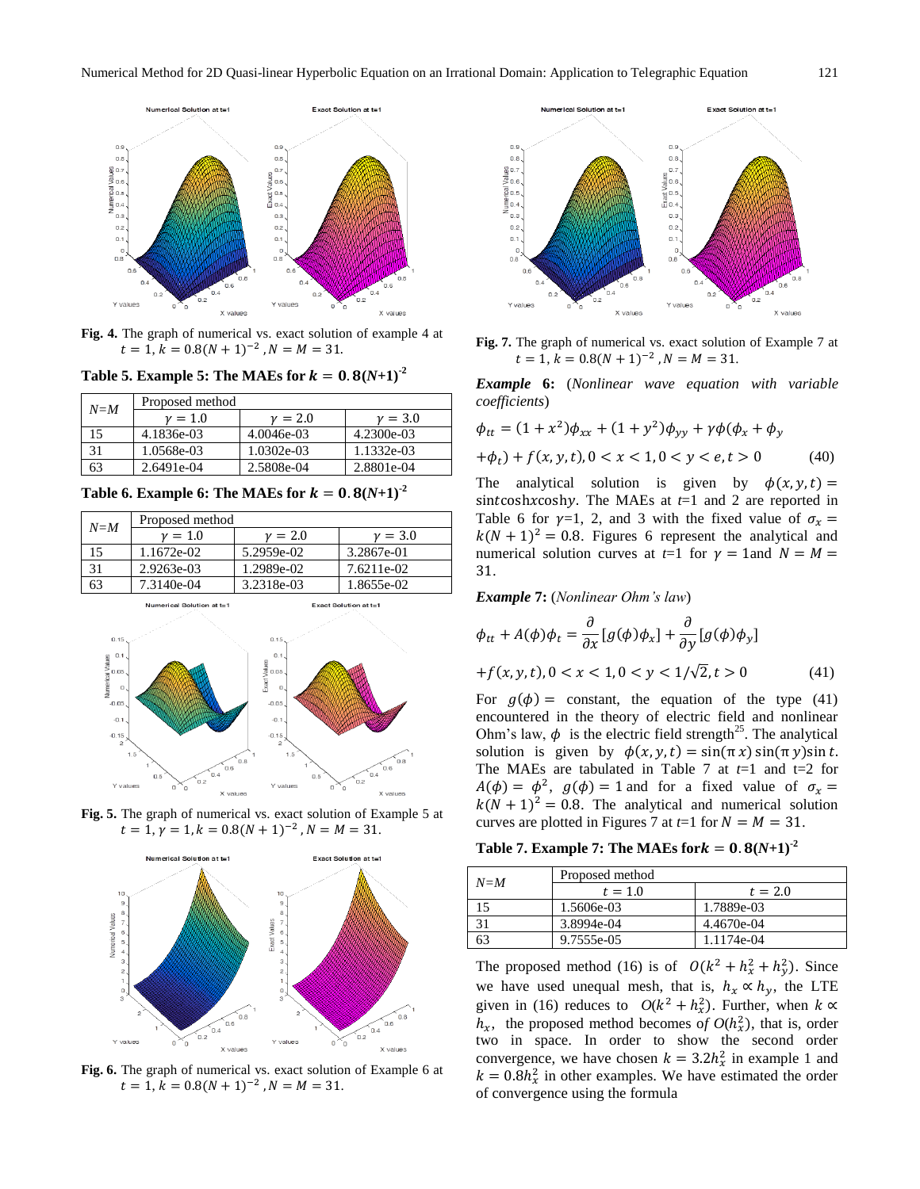**Fig. 4.** The graph of numerical vs. exact solution of example 4 at $t = 1, k = 0.8(N + 1)^{-2}, N = M = 31$.

**Table 5. Example 5: The MAEs for $k = 0.8(N+1)^{-2}$**

| $N$=$M$ | Proposed method | | |
|---|---|---|---|
| | $\gamma = 1.0$ | $\gamma = 2.0$ | $\gamma = 3.0$ |
| 15 | 4.1836e-03 | 4.0046e-03 | 4.2300e-03 |
| 31 | 1.0568e-03 | 1.0302e-03 | 1.1332e-03 |
| 63 | 2.6491e-04 | 2.5808e-04 | 2.8801e-04 |

**Table 6. Example 6: The MAEs for $k = 0.8(N+1)^{-2}$**

| $N$=$M$ | Proposed method | | |
|---|---|---|---|
| | $\gamma = 1.0$ | $\gamma = 2.0$ | $\gamma = 3.0$ |
| 15 | 1.1672e-02 | 5.2959e-02 | 3.2867e-01 |
| 31 | 2.9263e-03 | 1.2989e-02 | 7.6211e-02 |
| 63 | 7.3140e-04 | 3.2318e-03 | 1.8655e-02 |

**Fig. 5.** The graph of numerical vs. exact solution of Example 5 at $t = 1, \gamma = 1, k = 0.8(N + 1)^{-2}, N = M = 31$.

**Fig. 6.** The graph of numerical vs. exact solution of Example 6 at $t = 1, k = 0.8(N + 1)^{-2}, N = M = 31$.

**Fig. 7.** The graph of numerical vs. exact solution of Example 7 at $t = 1, k = 0.8(N + 1)^{-2}, N = M = 31$.

***Example* 6:** (*Nonlinear wave equation with variable coefficients*)

$$\phi_{tt} = (1 + x^2)\phi_{xx} + (1 + y^2)\phi_{yy} + \gamma\phi(\phi_x + \phi_y$$
$$+\phi_t) + f(x, y, t), 0 < x < 1, 0 < y < e, t > 0 \qquad (40)$$

The analytical solution is given by $\phi(x, y, t) = \sin t \cosh x \cosh y$. The MAEs at $t$=1 and 2 are reported in Table 6 for $\gamma$=1, 2, and 3 with the fixed value of $\sigma_x = k(N + 1)^2 = 0.8$. Figures 6 represent the analytical and numerical solution curves at $t$=1 for $\gamma = 1$and $N = M = 31$.

***Example* 7:** (*Nonlinear Ohm's law*)

$$\phi_{tt} + A(\phi)\phi_t = \frac{\partial}{\partial x}[g(\phi)\phi_x] + \frac{\partial}{\partial y}[g(\phi)\phi_y]$$
$$+f(x, y, t), 0 < x < 1, 0 < y < 1/\sqrt{2}, t > 0 \qquad (41)$$

For $g(\phi) =$ constant, the equation of the type (41) encountered in the theory of electric field and nonlinear Ohm's law, $\phi$ is the electric field strength[25]. The analytical solution is given by $\phi(x, y, t) = \sin(\pi x)\sin(\pi y)\sin t$. The MAEs are tabulated in Table 7 at $t$=1 and t=2 for $A(\phi) = \phi^2$, $g(\phi) = 1$ and for a fixed value of $\sigma_x = k(N + 1)^2 = 0.8$. The analytical and numerical solution curves are plotted in Figures 7 at $t$=1 for $N = M = 31$.

**Table 7. Example 7: The MAEs for$k = 0.8(N+1)^{-2}$**

| $N$=$M$ | Proposed method | |
|---|---|---|
| | $t = 1.0$ | $t = 2.0$ |
| 15 | 1.5606e-03 | 1.7889e-03 |
| 31 | 3.8994e-04 | 4.4670e-04 |
| 63 | 9.7555e-05 | 1.1174e-04 |

The proposed method (16) is of $O(k^2 + h_x^2 + h_y^2)$. Since we have used unequal mesh, that is, $h_x \propto h_y$, the LTE given in (16) reduces to $O(k^2 + h_x^2)$. Further, when $k \propto h_x$, the proposed method becomes of $O(h_x^2)$, that is, order two in space. In order to show the second order convergence, we have chosen $k = 3.2h_x^2$ in example 1 and $k = 0.8h_x^2$ in other examples. We have estimated the order of convergence using the formula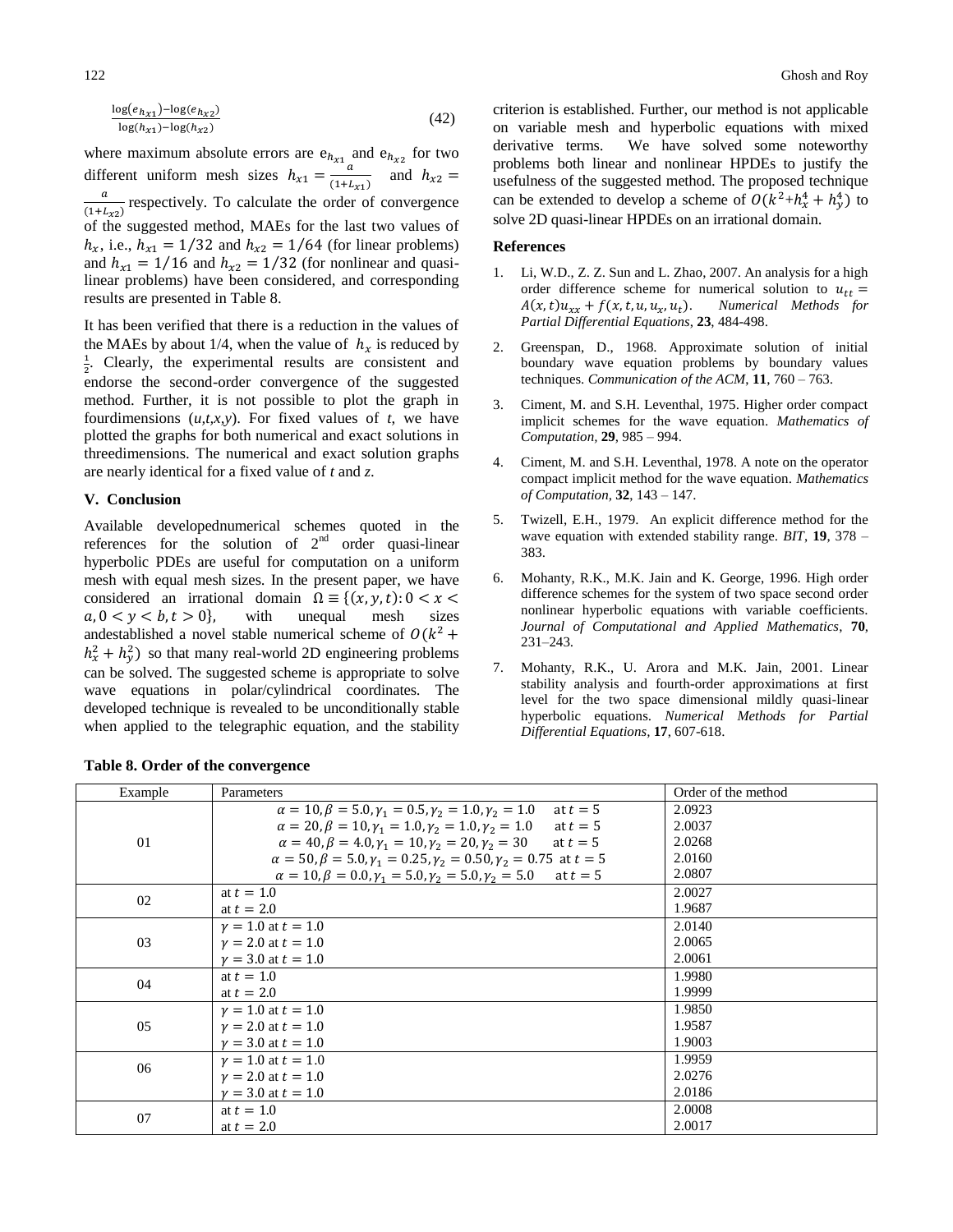$$\frac{\log(e_{h_{x1}})-\log(e_{h_{x2}})}{\log(h_{x1})-\log(h_{x2})} \tag{42}$$

where maximum absolute errors are $e_{h_{x1}}$ and $e_{h_{x2}}$ for two different uniform mesh sizes $h_{x1} = \frac{a}{(1+L_{x1})}$ and $h_{x2} = \frac{a}{(1+L_{x2})}$ respectively. To calculate the order of convergence of the suggested method, MAEs for the last two values of $h_x$, i.e., $h_{x1} = 1/32$ and $h_{x2} = 1/64$ (for linear problems) and $h_{x1} = 1/16$ and $h_{x2} = 1/32$ (for nonlinear and quasi-linear problems) have been considered, and corresponding results are presented in Table 8.

It has been verified that there is a reduction in the values of the MAEs by about 1/4, when the value of $h_x$ is reduced by $\frac{1}{2}$. Clearly, the experimental results are consistent and endorse the second-order convergence of the suggested method. Further, it is not possible to plot the graph in fourdimensions (*u*,*t*,*x*,*y*). For fixed values of *t*, we have plotted the graphs for both numerical and exact solutions in threedimensions. The numerical and exact solution graphs are nearly identical for a fixed value of *t* and *z*.

## V. Conclusion

Available developednumerical schemes quoted in the references for the solution of 2nd order quasi-linear hyperbolic PDEs are useful for computation on a uniform mesh with equal mesh sizes. In the present paper, we have considered an irrational domain $\Omega \equiv \{(x,y,t): 0 < x < a, 0 < y < b, t > 0\}$, with unequal mesh sizes andestablished a novel stable numerical scheme of $O(k^2 + h_x^2 + h_y^2)$ so that many real-world 2D engineering problems can be solved. The suggested scheme is appropriate to solve wave equations in polar/cylindrical coordinates. The developed technique is revealed to be unconditionally stable when applied to the telegraphic equation, and the stability criterion is established. Further, our method is not applicable on variable mesh and hyperbolic equations with mixed derivative terms. We have solved some noteworthy problems both linear and nonlinear HPDEs to justify the usefulness of the suggested method. The proposed technique can be extended to develop a scheme of $O(k^2 + h_x^4 + h_y^4)$ to solve 2D quasi-linear HPDEs on an irrational domain.

## References

1. Li, W.D., Z. Z. Sun and L. Zhao, 2007. An analysis for a high order difference scheme for numerical solution to $u_{tt} = A(x,t)u_{xx} + f(x,t,u,u_x,u_t)$. *Numerical Methods for Partial Differential Equations*, **23**, 484-498.
2. Greenspan, D., 1968. Approximate solution of initial boundary wave equation problems by boundary values techniques. *Communication of the ACM*, **11**, 760 – 763.
3. Ciment, M. and S.H. Leventhal, 1975. Higher order compact implicit schemes for the wave equation. *Mathematics of Computation*, **29**, 985 – 994.
4. Ciment, M. and S.H. Leventhal, 1978. A note on the operator compact implicit method for the wave equation. *Mathematics of Computation*, **32**, 143 – 147.
5. Twizell, E.H., 1979. An explicit difference method for the wave equation with extended stability range. *BIT*, **19**, 378 – 383.
6. Mohanty, R.K., M.K. Jain and K. George, 1996. High order difference schemes for the system of two space second order nonlinear hyperbolic equations with variable coefficients. *Journal of Computational and Applied Mathematics*, **70**, 231–243.
7. Mohanty, R.K., U. Arora and M.K. Jain, 2001. Linear stability analysis and fourth-order approximations at first level for the two space dimensional mildly quasi-linear hyperbolic equations. *Numerical Methods for Partial Differential Equations*, **17**, 607-618.

**Table 8. Order of the convergence**

| Example | Parameters | Order of the method |
|---|---|---|
| 01 | $\alpha = 10, \beta = 5.0, \gamma_1 = 0.5, \gamma_2 = 1.0, \gamma_2 = 1.0$ at $t = 5$ | 2.0923 |
| | $\alpha = 20, \beta = 10, \gamma_1 = 1.0, \gamma_2 = 1.0, \gamma_2 = 1.0$ at $t = 5$ | 2.0037 |
| | $\alpha = 40, \beta = 4.0, \gamma_1 = 10, \gamma_2 = 20, \gamma_2 = 30$ at $t = 5$ | 2.0268 |
| | $\alpha = 50, \beta = 5.0, \gamma_1 = 0.25, \gamma_2 = 0.50, \gamma_2 = 0.75$ at $t = 5$ | 2.0160 |
| | $\alpha = 10, \beta = 0.0, \gamma_1 = 5.0, \gamma_2 = 5.0, \gamma_2 = 5.0$ at $t = 5$ | 2.0807 |
| 02 | at $t = 1.0$ | 2.0027 |
| | at $t = 2.0$ | 1.9687 |
| 03 | $\gamma = 1.0$ at $t = 1.0$ | 2.0140 |
| | $\gamma = 2.0$ at $t = 1.0$ | 2.0065 |
| | $\gamma = 3.0$ at $t = 1.0$ | 2.0061 |
| 04 | at $t = 1.0$ | 1.9980 |
| | at $t = 2.0$ | 1.9999 |
| 05 | $\gamma = 1.0$ at $t = 1.0$ | 1.9850 |
| | $\gamma = 2.0$ at $t = 1.0$ | 1.9587 |
| | $\gamma = 3.0$ at $t = 1.0$ | 1.9003 |
| 06 | $\gamma = 1.0$ at $t = 1.0$ | 1.9959 |
| | $\gamma = 2.0$ at $t = 1.0$ | 2.0276 |
| | $\gamma = 3.0$ at $t = 1.0$ | 2.0186 |
| 07 | at $t = 1.0$ | 2.0008 |
| | at $t = 2.0$ | 2.0017 |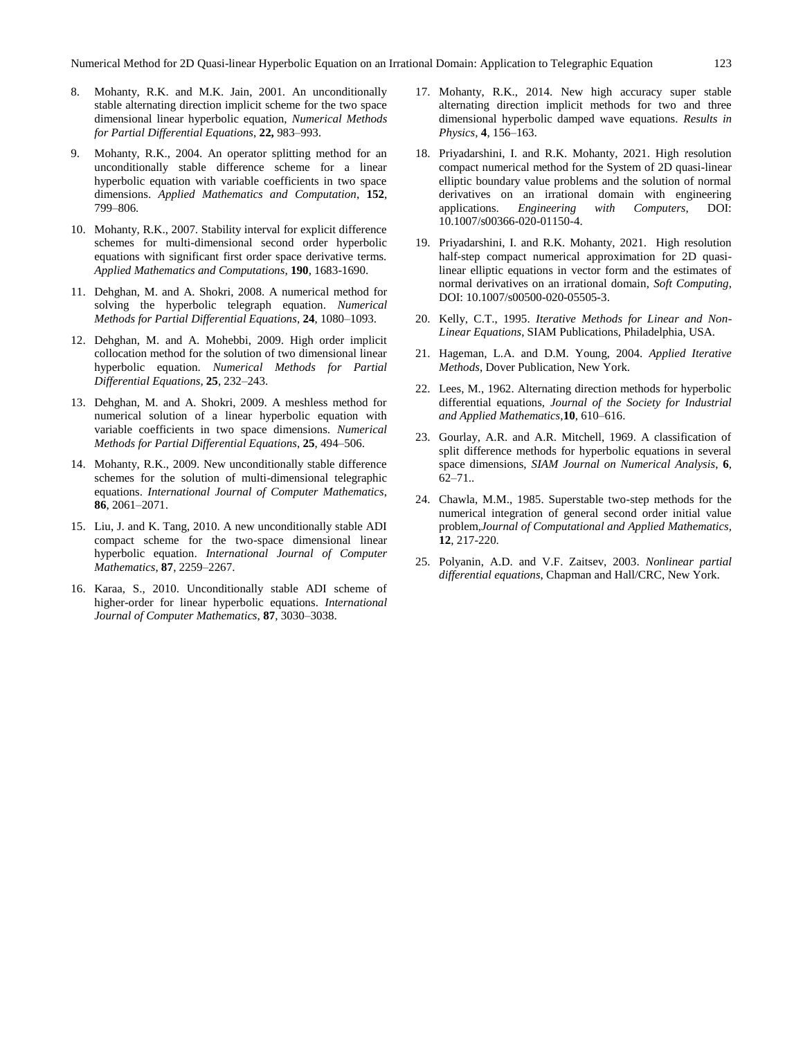8. Mohanty, R.K. and M.K. Jain, 2001. An unconditionally stable alternating direction implicit scheme for the two space dimensional linear hyperbolic equation, *Numerical Methods for Partial Differential Equations*, **22,** 983–993.

9. Mohanty, R.K., 2004. An operator splitting method for an unconditionally stable difference scheme for a linear hyperbolic equation with variable coefficients in two space dimensions. *Applied Mathematics and Computation*, **152**, 799–806.

10. Mohanty, R.K., 2007. Stability interval for explicit difference schemes for multi-dimensional second order hyperbolic equations with significant first order space derivative terms. *Applied Mathematics and Computations*, **190**, 1683-1690.

11. Dehghan, M. and A. Shokri, 2008. A numerical method for solving the hyperbolic telegraph equation. *Numerical Methods for Partial Differential Equations*, **24**, 1080–1093.

12. Dehghan, M. and A. Mohebbi, 2009. High order implicit collocation method for the solution of two dimensional linear hyperbolic equation. *Numerical Methods for Partial Differential Equations*, **25**, 232–243.

13. Dehghan, M. and A. Shokri, 2009. A meshless method for numerical solution of a linear hyperbolic equation with variable coefficients in two space dimensions. *Numerical Methods for Partial Differential Equations*, **25**, 494–506.

14. Mohanty, R.K., 2009. New unconditionally stable difference schemes for the solution of multi-dimensional telegraphic equations. *International Journal of Computer Mathematics*, **86**, 2061–2071.

15. Liu, J. and K. Tang, 2010. A new unconditionally stable ADI compact scheme for the two-space dimensional linear hyperbolic equation. *International Journal of Computer Mathematics*, **87**, 2259–2267.

16. Karaa, S., 2010. Unconditionally stable ADI scheme of higher-order for linear hyperbolic equations. *International Journal of Computer Mathematics*, **87**, 3030–3038.

17. Mohanty, R.K., 2014. New high accuracy super stable alternating direction implicit methods for two and three dimensional hyperbolic damped wave equations. *Results in Physics*, **4**, 156–163.

18. Priyadarshini, I. and R.K. Mohanty, 2021. High resolution compact numerical method for the System of 2D quasi-linear elliptic boundary value problems and the solution of normal derivatives on an irrational domain with engineering applications. *Engineering with Computers*, DOI: 10.1007/s00366-020-01150-4.

19. Priyadarshini, I. and R.K. Mohanty, 2021. High resolution half-step compact numerical approximation for 2D quasi-linear elliptic equations in vector form and the estimates of normal derivatives on an irrational domain, *Soft Computing*, DOI: 10.1007/s00500-020-05505-3.

20. Kelly, C.T., 1995. *Iterative Methods for Linear and Non-Linear Equations*, SIAM Publications, Philadelphia, USA.

21. Hageman, L.A. and D.M. Young, 2004. *Applied Iterative Methods*, Dover Publication, New York.

22. Lees, M., 1962. Alternating direction methods for hyperbolic differential equations, *Journal of the Society for Industrial and Applied Mathematics,***10**, 610–616.

23. Gourlay, A.R. and A.R. Mitchell, 1969. A classification of split difference methods for hyperbolic equations in several space dimensions, *SIAM Journal on Numerical Analysis*, **6**, 62–71..

24. Chawla, M.M., 1985. Superstable two-step methods for the numerical integration of general second order initial value problem,*Journal of Computational and Applied Mathematics,* **12**, 217-220.

25. Polyanin, A.D. and V.F. Zaitsev, 2003. *Nonlinear partial differential equations*, Chapman and Hall/CRC, New York.